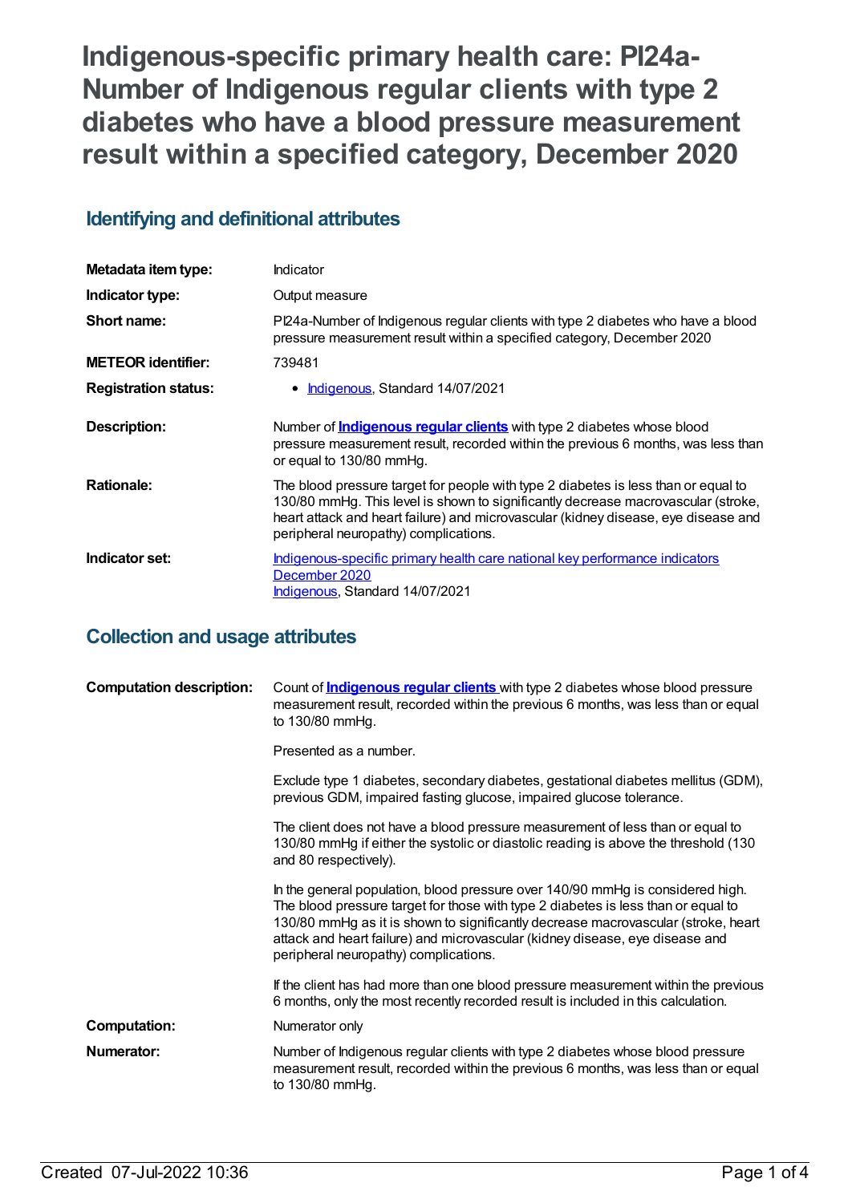# Indigenous-specific primary health care: PI24a-Number of Indigenous regular clients with type 2 diabetes who have a blood pressure measurement result within a specified category, December 2020

## Identifying and definitional attributes

| | |
|---|---|
| **Metadata item type:** | Indicator |
| **Indicator type:** | Output measure |
| **Short name:** | PI24a-Number of Indigenous regular clients with type 2 diabetes who have a blood pressure measurement result within a specified category, December 2020 |
| **METEOR identifier:** | 739481 |
| **Registration status:** | • Indigenous, Standard 14/07/2021 |
| **Description:** | Number of **Indigenous regular clients** with type 2 diabetes whose blood pressure measurement result, recorded within the previous 6 months, was less than or equal to 130/80 mmHg. |
| **Rationale:** | The blood pressure target for people with type 2 diabetes is less than or equal to 130/80 mmHg. This level is shown to significantly decrease macrovascular (stroke, heart attack and heart failure) and microvascular (kidney disease, eye disease and peripheral neuropathy) complications. |
| **Indicator set:** | Indigenous-specific primary health care national key performance indicators December 2020<br>Indigenous, Standard 14/07/2021 |

## Collection and usage attributes

| | |
|---|---|
| **Computation description:** | Count of **Indigenous regular clients** with type 2 diabetes whose blood pressure measurement result, recorded within the previous 6 months, was less than or equal to 130/80 mmHg.<br><br>Presented as a number.<br><br>Exclude type 1 diabetes, secondary diabetes, gestational diabetes mellitus (GDM), previous GDM, impaired fasting glucose, impaired glucose tolerance.<br><br>The client does not have a blood pressure measurement of less than or equal to 130/80 mmHg if either the systolic or diastolic reading is above the threshold (130 and 80 respectively).<br><br>In the general population, blood pressure over 140/90 mmHg is considered high. The blood pressure target for those with type 2 diabetes is less than or equal to 130/80 mmHg as it is shown to significantly decrease macrovascular (stroke, heart attack and heart failure) and microvascular (kidney disease, eye disease and peripheral neuropathy) complications.<br><br>If the client has had more than one blood pressure measurement within the previous 6 months, only the most recently recorded result is included in this calculation. |
| **Computation:** | Numerator only |
| **Numerator:** | Number of Indigenous regular clients with type 2 diabetes whose blood pressure measurement result, recorded within the previous 6 months, was less than or equal to 130/80 mmHg. |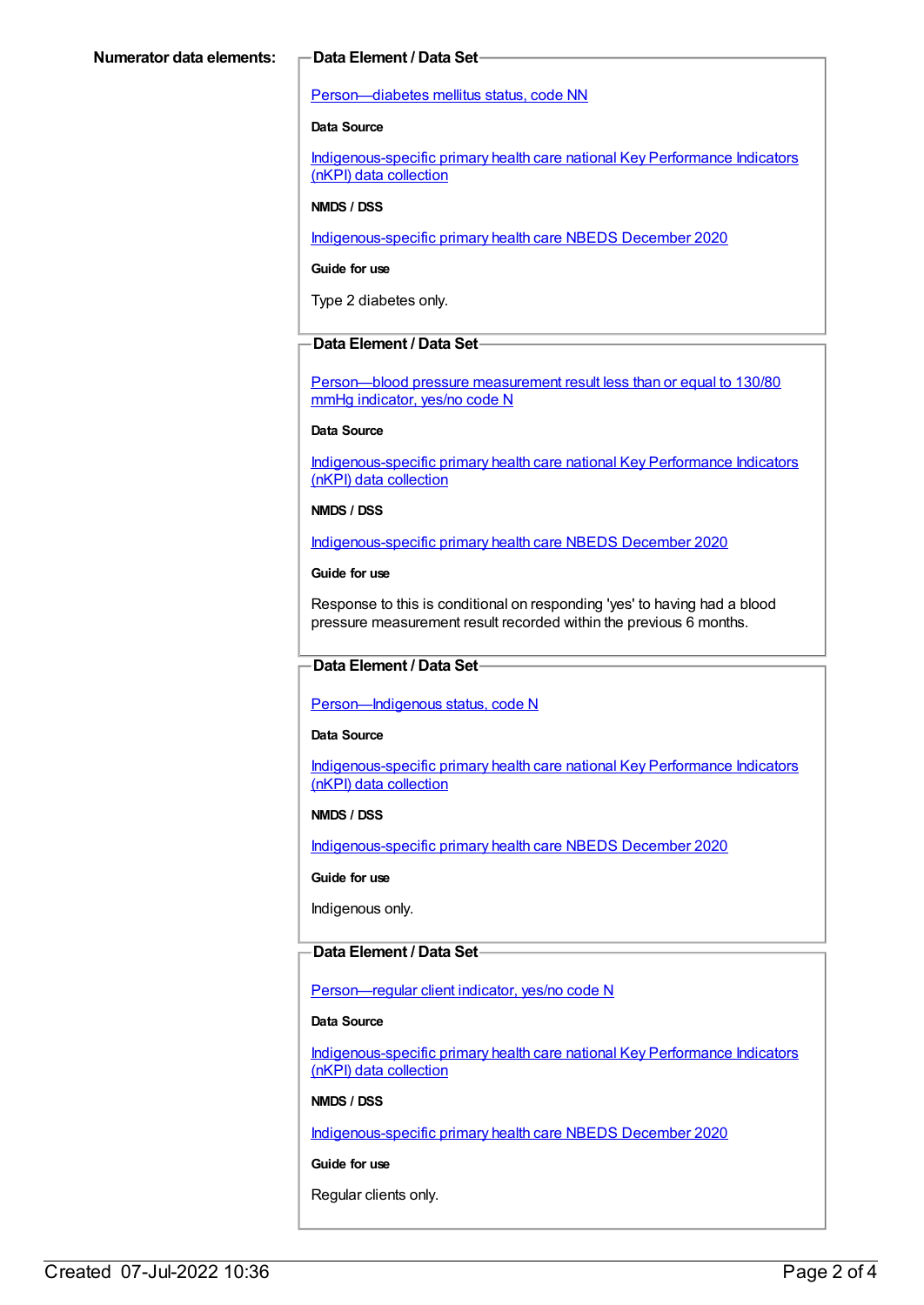**Numerator data elements:**

**Data Element / Data Set**

Person—diabetes mellitus status, code NN

**Data Source**

Indigenous-specific primary health care national Key Performance Indicators (nKPI) data collection

**NMDS / DSS**

Indigenous-specific primary health care NBEDS December 2020

**Guide for use**

Type 2 diabetes only.

**Data Element / Data Set**

Person—blood pressure measurement result less than or equal to 130/80 mmHg indicator, yes/no code N

**Data Source**

Indigenous-specific primary health care national Key Performance Indicators (nKPI) data collection

**NMDS / DSS**

Indigenous-specific primary health care NBEDS December 2020

**Guide for use**

Response to this is conditional on responding 'yes' to having had a blood pressure measurement result recorded within the previous 6 months.

**Data Element / Data Set**

Person—Indigenous status, code N

**Data Source**

Indigenous-specific primary health care national Key Performance Indicators (nKPI) data collection

**NMDS / DSS**

Indigenous-specific primary health care NBEDS December 2020

**Guide for use**

Indigenous only.

**Data Element / Data Set**

Person—regular client indicator, yes/no code N

**Data Source**

Indigenous-specific primary health care national Key Performance Indicators (nKPI) data collection

**NMDS / DSS**

Indigenous-specific primary health care NBEDS December 2020

**Guide for use**

Regular clients only.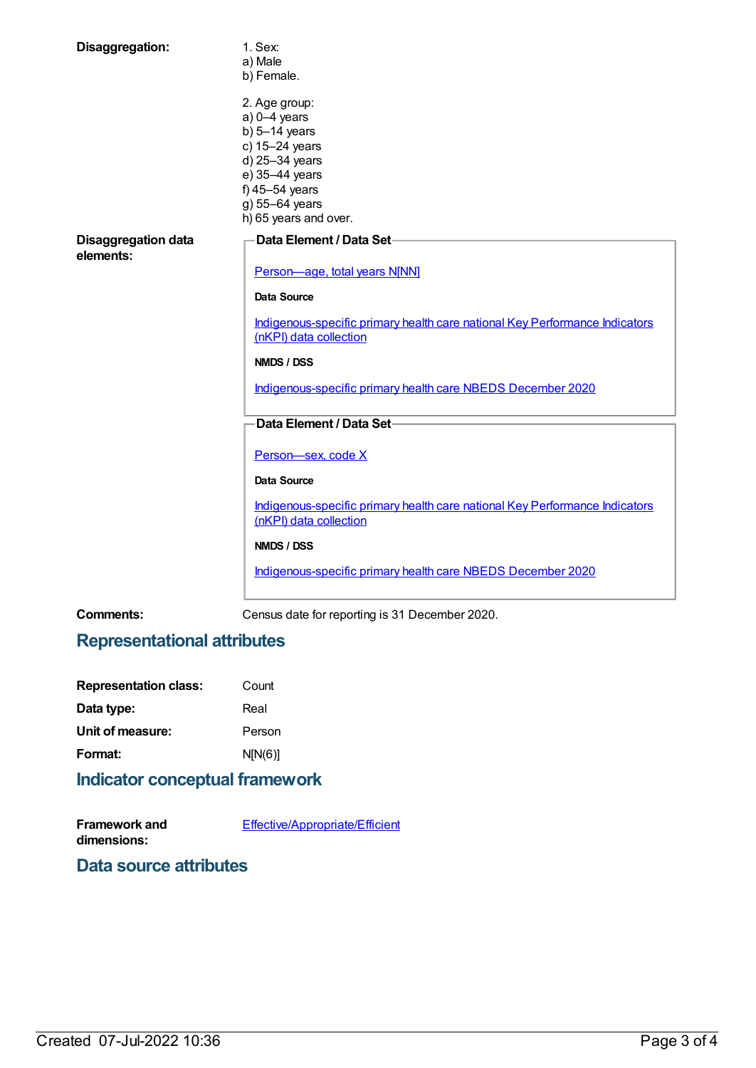**Disaggregation:**

1. Sex:
a) Male
b) Female.

2. Age group:
a) 0–4 years
b) 5–14 years
c) 15–24 years
d) 25–34 years
e) 35–44 years
f) 45–54 years
g) 55–64 years
h) 65 years and over.

**Disaggregation data elements:**

**Data Element / Data Set**

Person—age, total years N[NN]

**Data Source**

Indigenous-specific primary health care national Key Performance Indicators (nKPI) data collection

**NMDS / DSS**

Indigenous-specific primary health care NBEDS December 2020

**Data Element / Data Set**

Person—sex, code X

**Data Source**

Indigenous-specific primary health care national Key Performance Indicators (nKPI) data collection

**NMDS / DSS**

Indigenous-specific primary health care NBEDS December 2020

**Comments:** Census date for reporting is 31 December 2020.

## Representational attributes

**Representation class:** Count

**Data type:** Real

**Unit of measure:** Person

**Format:** N[N(6)]

## Indicator conceptual framework

**Framework and dimensions:** Effective/Appropriate/Efficient

## Data source attributes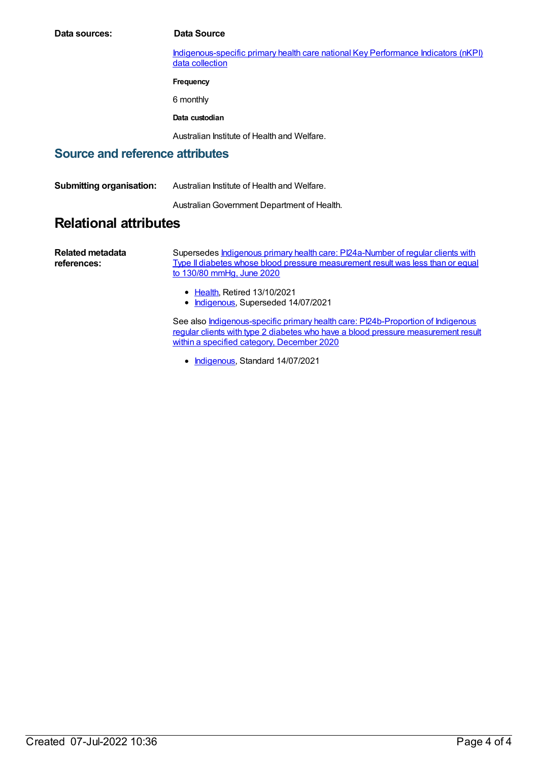**Data sources:**

**Data Source**

Indigenous-specific primary health care national Key Performance Indicators (nKPI) data collection

**Frequency**

6 monthly

**Data custodian**

Australian Institute of Health and Welfare.

## Source and reference attributes

**Submitting organisation:** Australian Institute of Health and Welfare.

Australian Government Department of Health.

# Relational attributes

**Related metadata references:**

Supersedes Indigenous primary health care: PI24a-Number of regular clients with Type II diabetes whose blood pressure measurement result was less than or equal to 130/80 mmHg, June 2020

- Health, Retired 13/10/2021
- Indigenous, Superseded 14/07/2021

See also Indigenous-specific primary health care: PI24b-Proportion of Indigenous regular clients with type 2 diabetes who have a blood pressure measurement result within a specified category, December 2020

- Indigenous, Standard 14/07/2021